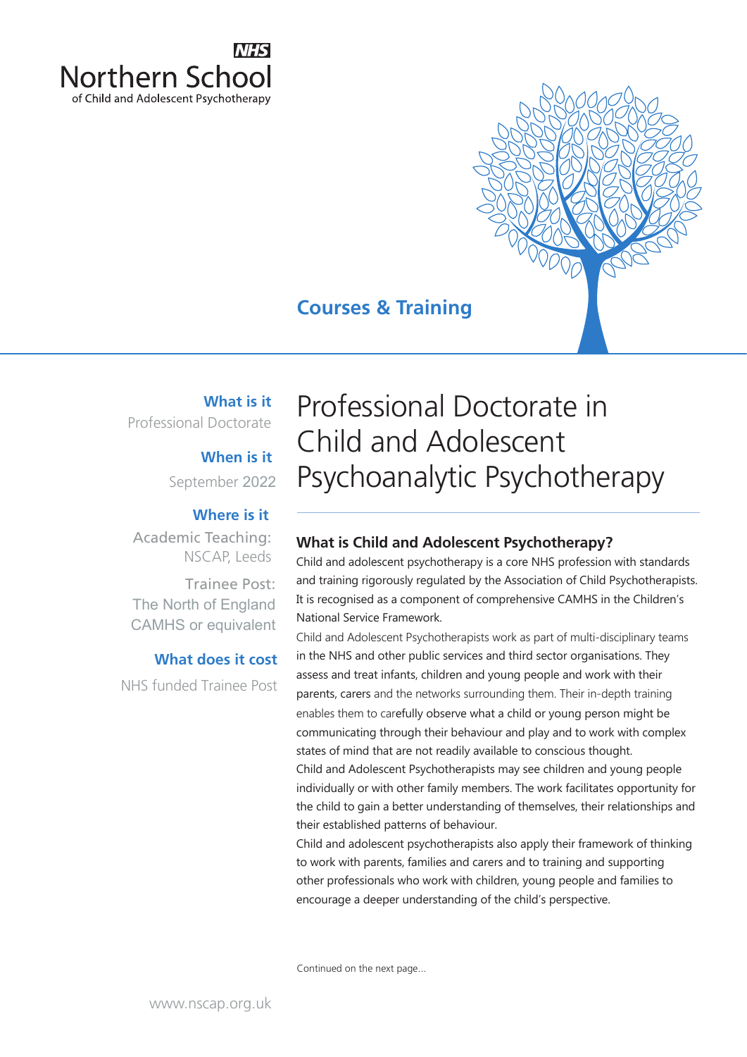NHS

Northern School
of Child and Adolescent Psychotherapy

Courses & Training

**What is it**
Professional Doctorate

**When is it**
September 2022

**Where is it**
Academic Teaching:
NSCAP, Leeds

Trainee Post:
The North of England CAMHS or equivalent

**What does it cost**
NHS funded Trainee Post

# Professional Doctorate in Child and Adolescent Psychoanalytic Psychotherapy

## What is Child and Adolescent Psychotherapy?

Child and adolescent psychotherapy is a core NHS profession with standards and training rigorously regulated by the Association of Child Psychotherapists. It is recognised as a component of comprehensive CAMHS in the Children's National Service Framework.

Child and Adolescent Psychotherapists work as part of multi-disciplinary teams in the NHS and other public services and third sector organisations. They assess and treat infants, children and young people and work with their parents, carers and the networks surrounding them. Their in-depth training enables them to carefully observe what a child or young person might be communicating through their behaviour and play and to work with complex states of mind that are not readily available to conscious thought.

Child and Adolescent Psychotherapists may see children and young people individually or with other family members. The work facilitates opportunity for the child to gain a better understanding of themselves, their relationships and their established patterns of behaviour.

Child and adolescent psychotherapists also apply their framework of thinking to work with parents, families and carers and to training and supporting other professionals who work with children, young people and families to encourage a deeper understanding of the child's perspective.

Continued on the next page...

www.nscap.org.uk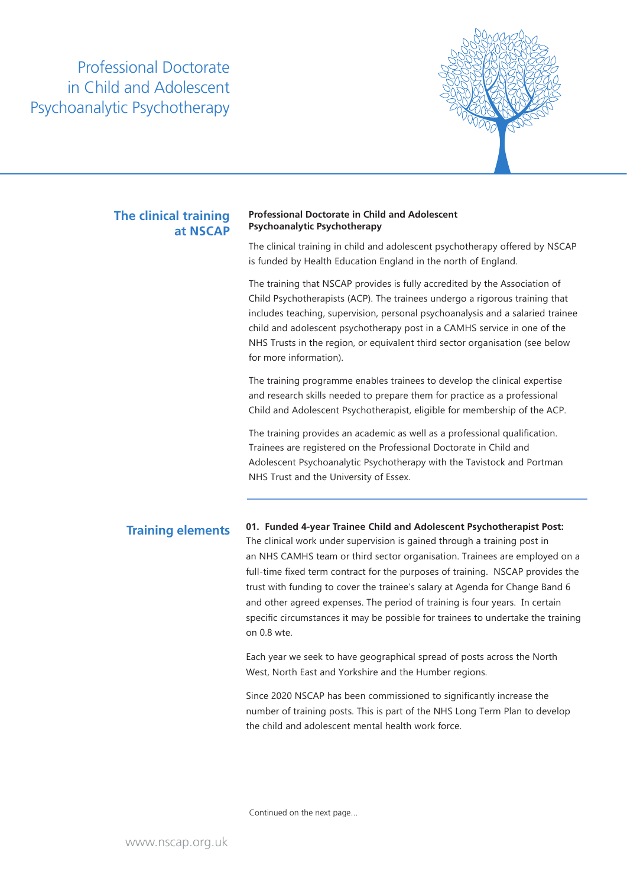# Professional Doctorate in Child and Adolescent Psychoanalytic Psychotherapy

## The clinical training at NSCAP

**Professional Doctorate in Child and Adolescent Psychoanalytic Psychotherapy**

The clinical training in child and adolescent psychotherapy offered by NSCAP is funded by Health Education England in the north of England.

The training that NSCAP provides is fully accredited by the Association of Child Psychotherapists (ACP). The trainees undergo a rigorous training that includes teaching, supervision, personal psychoanalysis and a salaried trainee child and adolescent psychotherapy post in a CAMHS service in one of the NHS Trusts in the region, or equivalent third sector organisation (see below for more information).

The training programme enables trainees to develop the clinical expertise and research skills needed to prepare them for practice as a professional Child and Adolescent Psychotherapist, eligible for membership of the ACP.

The training provides an academic as well as a professional qualification. Trainees are registered on the Professional Doctorate in Child and Adolescent Psychoanalytic Psychotherapy with the Tavistock and Portman NHS Trust and the University of Essex.

## Training elements

**01. Funded 4-year Trainee Child and Adolescent Psychotherapist Post:** The clinical work under supervision is gained through a training post in an NHS CAMHS team or third sector organisation. Trainees are employed on a full-time fixed term contract for the purposes of training. NSCAP provides the trust with funding to cover the trainee's salary at Agenda for Change Band 6 and other agreed expenses. The period of training is four years. In certain specific circumstances it may be possible for trainees to undertake the training on 0.8 wte.

Each year we seek to have geographical spread of posts across the North West, North East and Yorkshire and the Humber regions.

Since 2020 NSCAP has been commissioned to significantly increase the number of training posts. This is part of the NHS Long Term Plan to develop the child and adolescent mental health work force.

Continued on the next page...

www.nscap.org.uk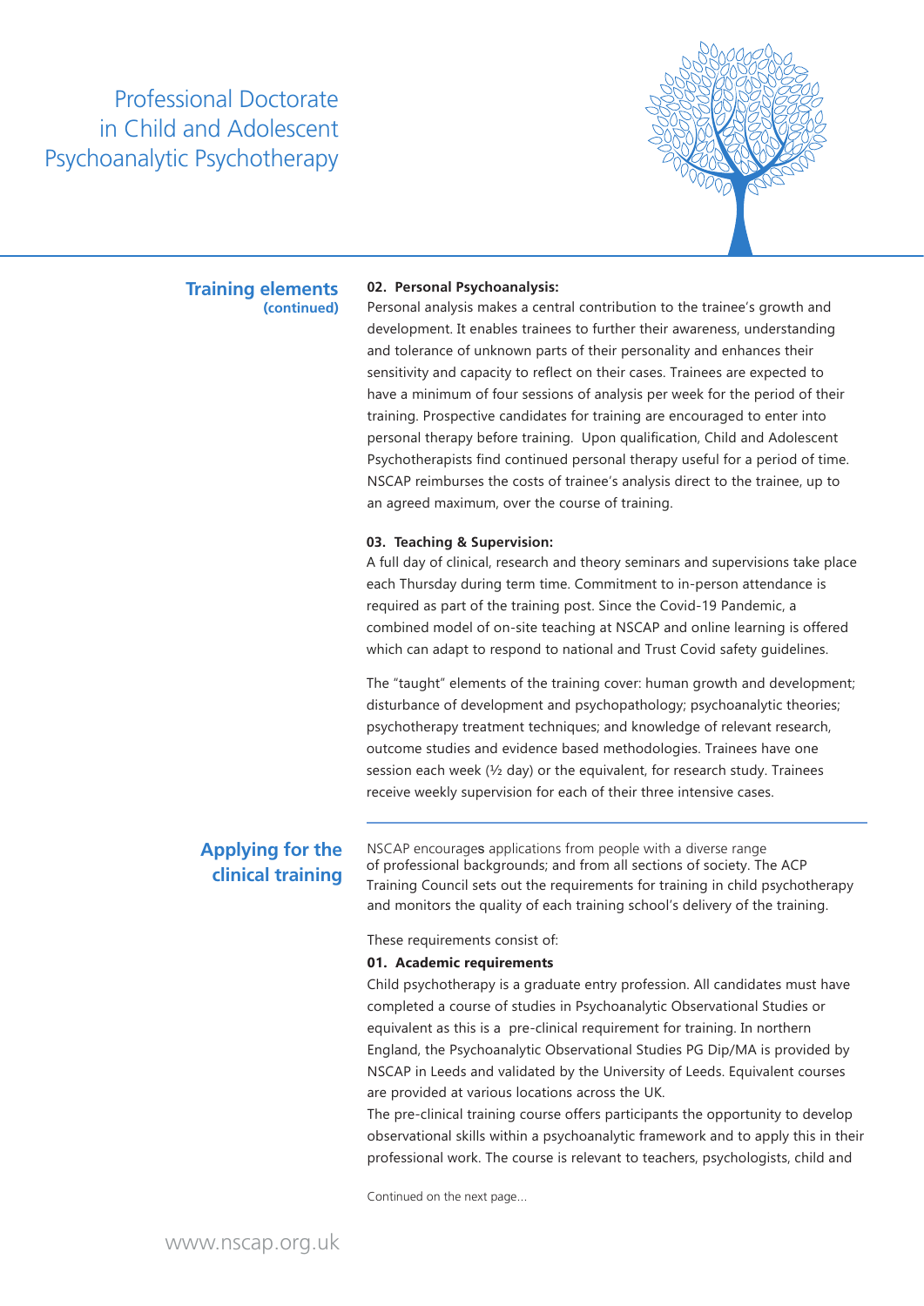# Professional Doctorate in Child and Adolescent Psychoanalytic Psychotherapy

## Training elements (continued)

**02. Personal Psychoanalysis:**
Personal analysis makes a central contribution to the trainee's growth and development. It enables trainees to further their awareness, understanding and tolerance of unknown parts of their personality and enhances their sensitivity and capacity to reflect on their cases. Trainees are expected to have a minimum of four sessions of analysis per week for the period of their training. Prospective candidates for training are encouraged to enter into personal therapy before training. Upon qualification, Child and Adolescent Psychotherapists find continued personal therapy useful for a period of time. NSCAP reimburses the costs of trainee's analysis direct to the trainee, up to an agreed maximum, over the course of training.

**03. Teaching & Supervision:**
A full day of clinical, research and theory seminars and supervisions take place each Thursday during term time. Commitment to in-person attendance is required as part of the training post. Since the Covid-19 Pandemic, a combined model of on-site teaching at NSCAP and online learning is offered which can adapt to respond to national and Trust Covid safety guidelines.

The "taught" elements of the training cover: human growth and development; disturbance of development and psychopathology; psychoanalytic theories; psychotherapy treatment techniques; and knowledge of relevant research, outcome studies and evidence based methodologies. Trainees have one session each week (½ day) or the equivalent, for research study. Trainees receive weekly supervision for each of their three intensive cases.

## Applying for the clinical training

NSCAP encourages applications from people with a diverse range of professional backgrounds; and from all sections of society. The ACP Training Council sets out the requirements for training in child psychotherapy and monitors the quality of each training school's delivery of the training.

These requirements consist of:

**01. Academic requirements**
Child psychotherapy is a graduate entry profession. All candidates must have completed a course of studies in Psychoanalytic Observational Studies or equivalent as this is a pre-clinical requirement for training. In northern England, the Psychoanalytic Observational Studies PG Dip/MA is provided by NSCAP in Leeds and validated by the University of Leeds. Equivalent courses are provided at various locations across the UK.
The pre-clinical training course offers participants the opportunity to develop observational skills within a psychoanalytic framework and to apply this in their professional work. The course is relevant to teachers, psychologists, child and

Continued on the next page...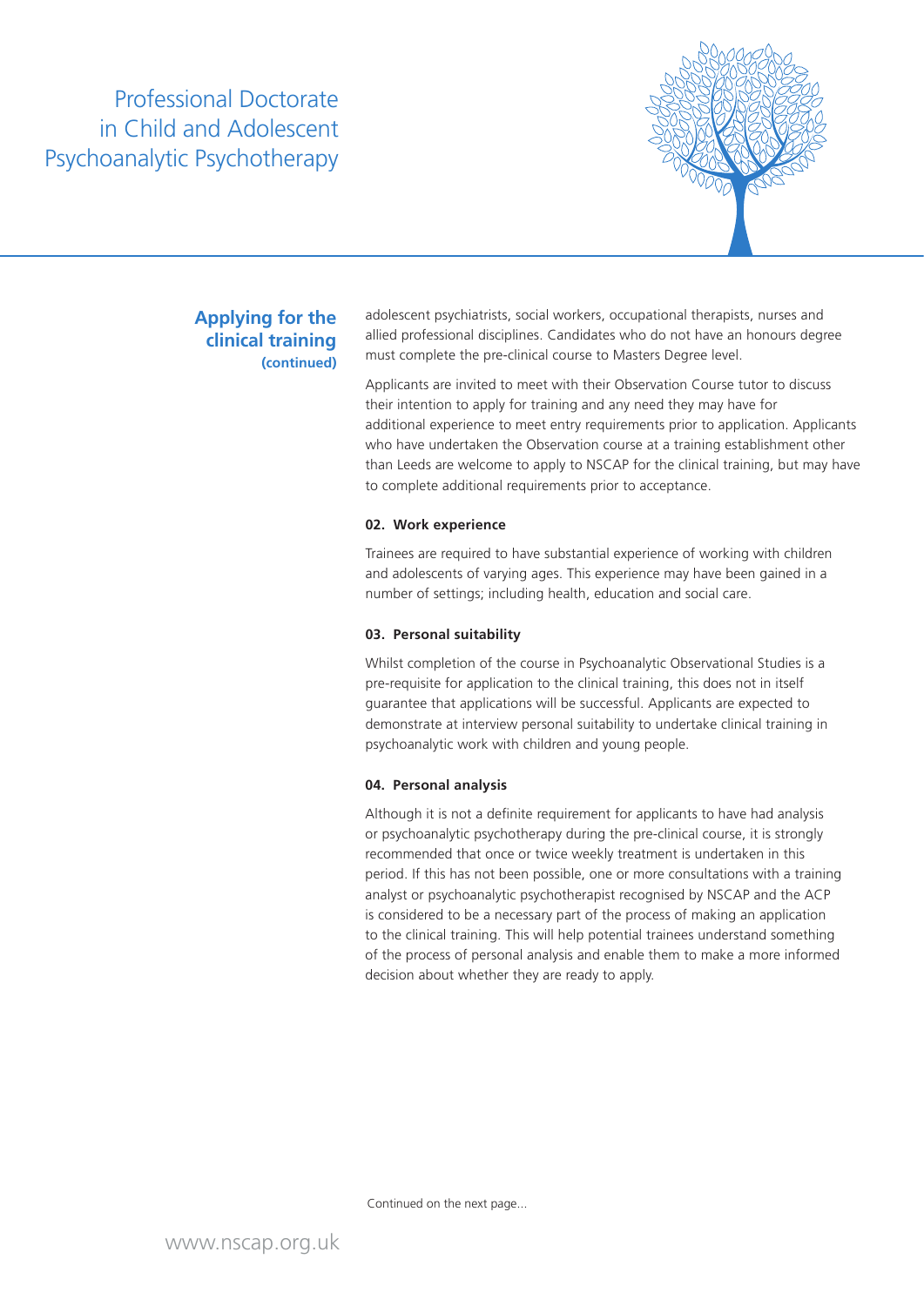## Applying for the clinical training (continued)

adolescent psychiatrists, social workers, occupational therapists, nurses and allied professional disciplines. Candidates who do not have an honours degree must complete the pre-clinical course to Masters Degree level.

Applicants are invited to meet with their Observation Course tutor to discuss their intention to apply for training and any need they may have for additional experience to meet entry requirements prior to application. Applicants who have undertaken the Observation course at a training establishment other than Leeds are welcome to apply to NSCAP for the clinical training, but may have to complete additional requirements prior to acceptance.

**02. Work experience**

Trainees are required to have substantial experience of working with children and adolescents of varying ages. This experience may have been gained in a number of settings; including health, education and social care.

**03. Personal suitability**

Whilst completion of the course in Psychoanalytic Observational Studies is a pre-requisite for application to the clinical training, this does not in itself guarantee that applications will be successful. Applicants are expected to demonstrate at interview personal suitability to undertake clinical training in psychoanalytic work with children and young people.

**04. Personal analysis**

Although it is not a definite requirement for applicants to have had analysis or psychoanalytic psychotherapy during the pre-clinical course, it is strongly recommended that once or twice weekly treatment is undertaken in this period. If this has not been possible, one or more consultations with a training analyst or psychoanalytic psychotherapist recognised by NSCAP and the ACP is considered to be a necessary part of the process of making an application to the clinical training. This will help potential trainees understand something of the process of personal analysis and enable them to make a more informed decision about whether they are ready to apply.

Continued on the next page...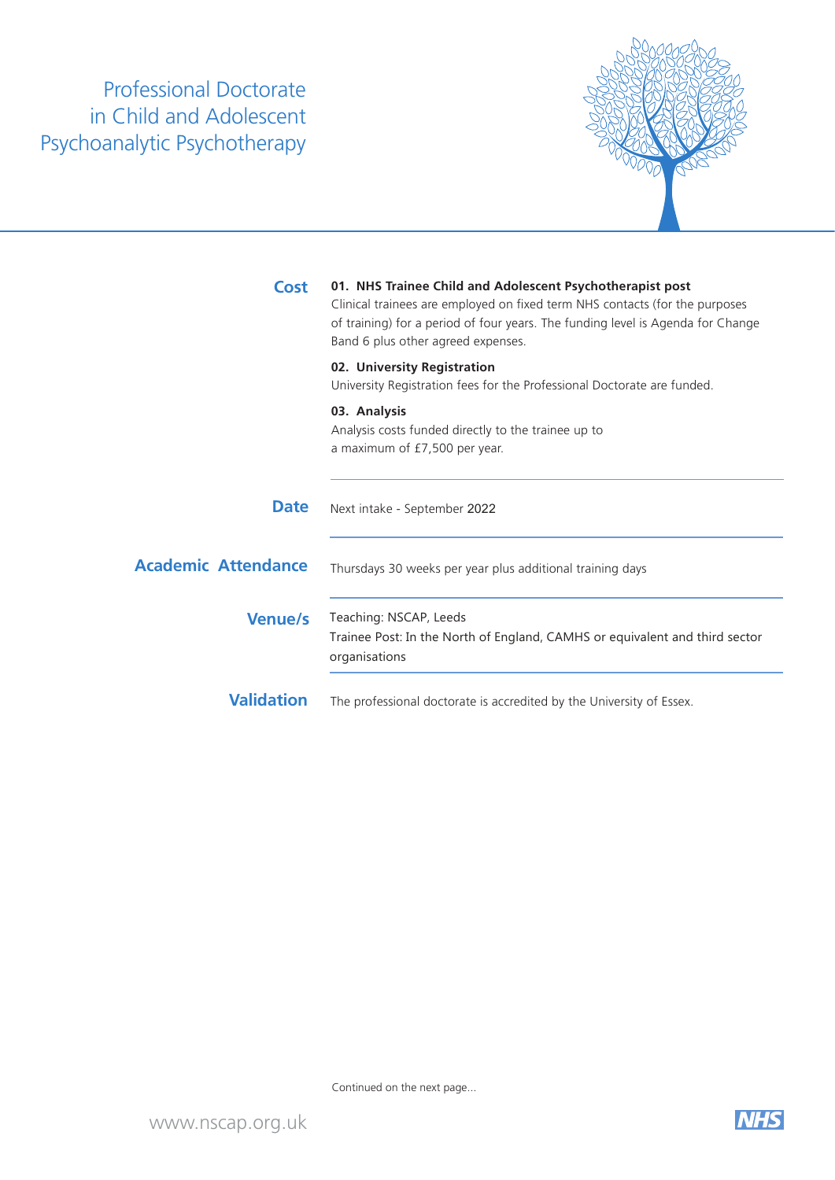# Professional Doctorate in Child and Adolescent Psychoanalytic Psychotherapy

## Cost

**01. NHS Trainee Child and Adolescent Psychotherapist post**
Clinical trainees are employed on fixed term NHS contacts (for the purposes of training) for a period of four years. The funding level is Agenda for Change Band 6 plus other agreed expenses.

**02. University Registration**
University Registration fees for the Professional Doctorate are funded.

**03. Analysis**
Analysis costs funded directly to the trainee up to a maximum of £7,500 per year.

## Date

Next intake - September 2022

## Academic Attendance

Thursdays 30 weeks per year plus additional training days

## Venue/s

Teaching: NSCAP, Leeds
Trainee Post: In the North of England, CAMHS or equivalent and third sector organisations

## Validation

The professional doctorate is accredited by the University of Essex.

Continued on the next page...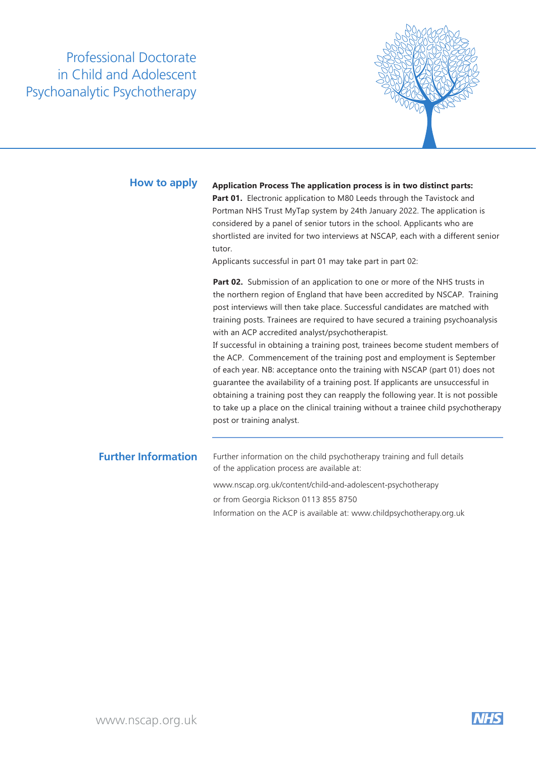# Professional Doctorate in Child and Adolescent Psychoanalytic Psychotherapy

## How to apply

**Application Process The application process is in two distinct parts:**

**Part 01.** Electronic application to M80 Leeds through the Tavistock and Portman NHS Trust MyTap system by 24th January 2022. The application is considered by a panel of senior tutors in the school. Applicants who are shortlisted are invited for two interviews at NSCAP, each with a different senior tutor.

Applicants successful in part 01 may take part in part 02:

**Part 02.** Submission of an application to one or more of the NHS trusts in the northern region of England that have been accredited by NSCAP. Training post interviews will then take place. Successful candidates are matched with training posts. Trainees are required to have secured a training psychoanalysis with an ACP accredited analyst/psychotherapist.

If successful in obtaining a training post, trainees become student members of the ACP. Commencement of the training post and employment is September of each year. NB: acceptance onto the training with NSCAP (part 01) does not guarantee the availability of a training post. If applicants are unsuccessful in obtaining a training post they can reapply the following year. It is not possible to take up a place on the clinical training without a trainee child psychotherapy post or training analyst.

## Further Information

Further information on the child psychotherapy training and full details of the application process are available at:

www.nscap.org.uk/content/child-and-adolescent-psychotherapy

or from Georgia Rickson 0113 855 8750

Information on the ACP is available at: www.childpsychotherapy.org.uk